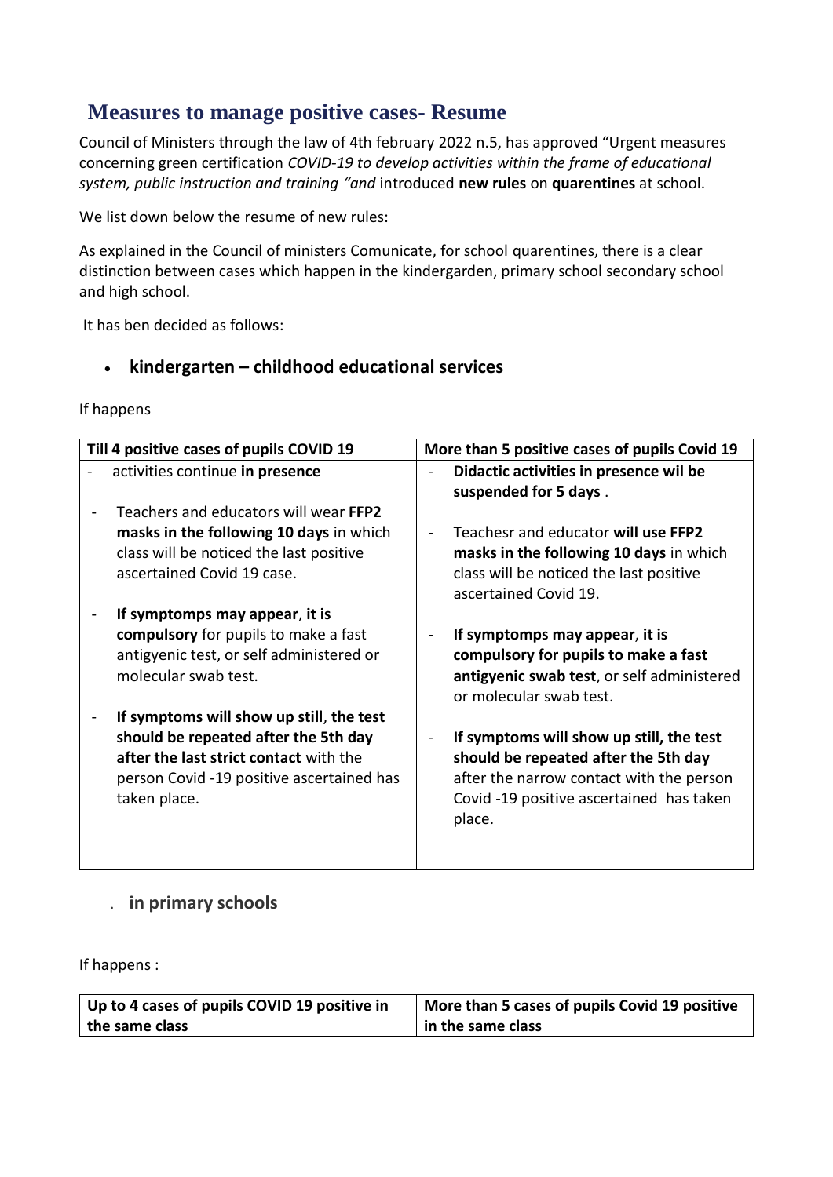## Measures to manage positive cases- Resume

Council of Ministers through the law of 4th february 2022 n.5, has approved "Urgent measures concerning green certification *COVID-19 to develop activities within the frame of educational system, public instruction and training "and* introduced **new rules** on **quarentines** at school.

We list down below the resume of new rules:

As explained in the Council of ministers Comunicate, for school quarentines, there is a clear distinction between cases which happen in the kindergarden, primary school secondary school and high school.

It has ben decided as follows:

- **kindergarten – childhood educational services**

If happens

| Till 4 positive cases of pupils COVID 19 | More than 5 positive cases of pupils Covid 19 |
|---|---|
| - activities continue **in presence**<br><br>- Teachers and educators will wear **FFP2 masks in the following 10 days** in which class will be noticed the last positive ascertained Covid 19 case.<br><br>- **If symptomps may appear**, **it is compulsory** for pupils to make a fast antigyenic test, or self administered or molecular swab test.<br><br>- **If symptoms will show up still**, **the test should be repeated after the 5th day after the last strict contact** with the person Covid -19 positive ascertained has taken place. | - **Didactic activities in presence wil be suspended for 5 days** .<br><br>- Teachesr and educator **will use FFP2 masks in the following 10 days** in which class will be noticed the last positive ascertained Covid 19.<br><br>- **If symptomps may appear**, **it is compulsory for pupils to make a fast antigyenic swab test**, or self administered or molecular swab test.<br><br>- **If symptoms will show up still, the test should be repeated after the 5th day** after the narrow contact with the person Covid -19 positive ascertained has taken place. |

- **in primary schools**

If happens :

| Up to 4 cases of pupils COVID 19 positive in the same class | More than 5 cases of pupils Covid 19 positive in the same class |
|---|---|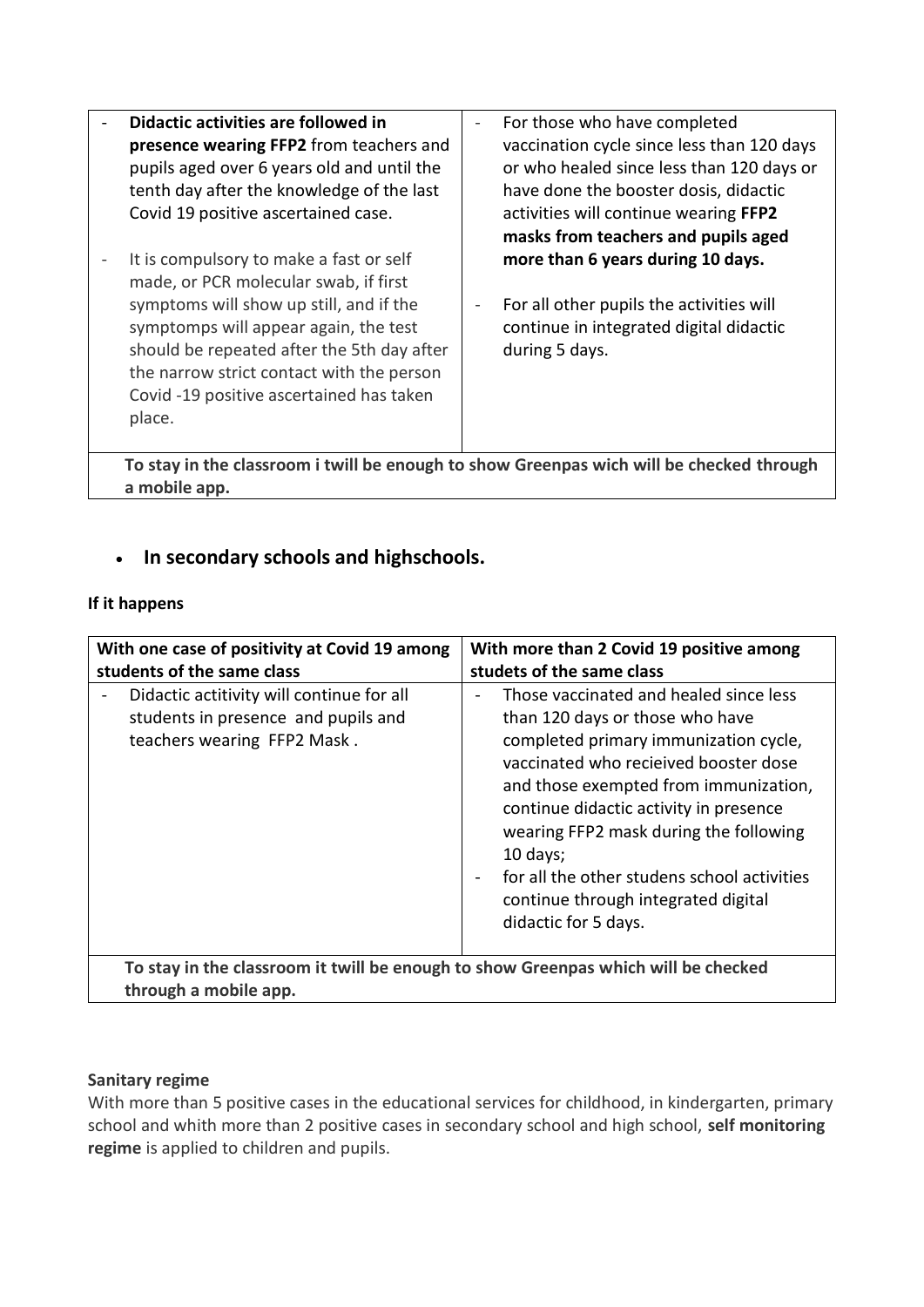| - **Didactic activities are followed in presence wearing FFP2** from teachers and pupils aged over 6 years old and until the tenth day after the knowledge of the last Covid 19 positive ascertained case.<br><br>- It is compulsory to make a fast or self made, or PCR molecular swab, if first symptoms will show up still, and if the symptomps will appear again, the test should be repeated after the 5th day after the narrow strict contact with the person Covid -19 positive ascertained has taken place. | - For those who have completed vaccination cycle since less than 120 days or who healed since less than 120 days or have done the booster dosis, didactic activities will continue wearing **FFP2 masks from teachers and pupils aged more than 6 years during 10 days.**<br><br>- For all other pupils the activities will continue in integrated digital didactic during 5 days. |
|---|---|
| **To stay in the classroom i twill be enough to show Greenpas wich will be checked through a mobile app.** | |

- **In secondary schools and highschools.**

**If it happens**

| With one case of positivity at Covid 19 among students of the same class | With more than 2 Covid 19 positive among studets of the same class |
|---|---|
| - Didactic actitivity will continue for all students in presence and pupils and teachers wearing FFP2 Mask . | - Those vaccinated and healed since less than 120 days or those who have completed primary immunization cycle, vaccinated who recieived booster dose and those exempted from immunization, continue didactic activity in presence wearing FFP2 mask during the following 10 days;<br>- for all the other studens school activities continue through integrated digital didactic for 5 days. |
| **To stay in the classroom it twill be enough to show Greenpas which will be checked through a mobile app.** | |

**Sanitary regime**

With more than 5 positive cases in the educational services for childhood, in kindergarten, primary school and whith more than 2 positive cases in secondary school and high school, **self monitoring regime** is applied to children and pupils.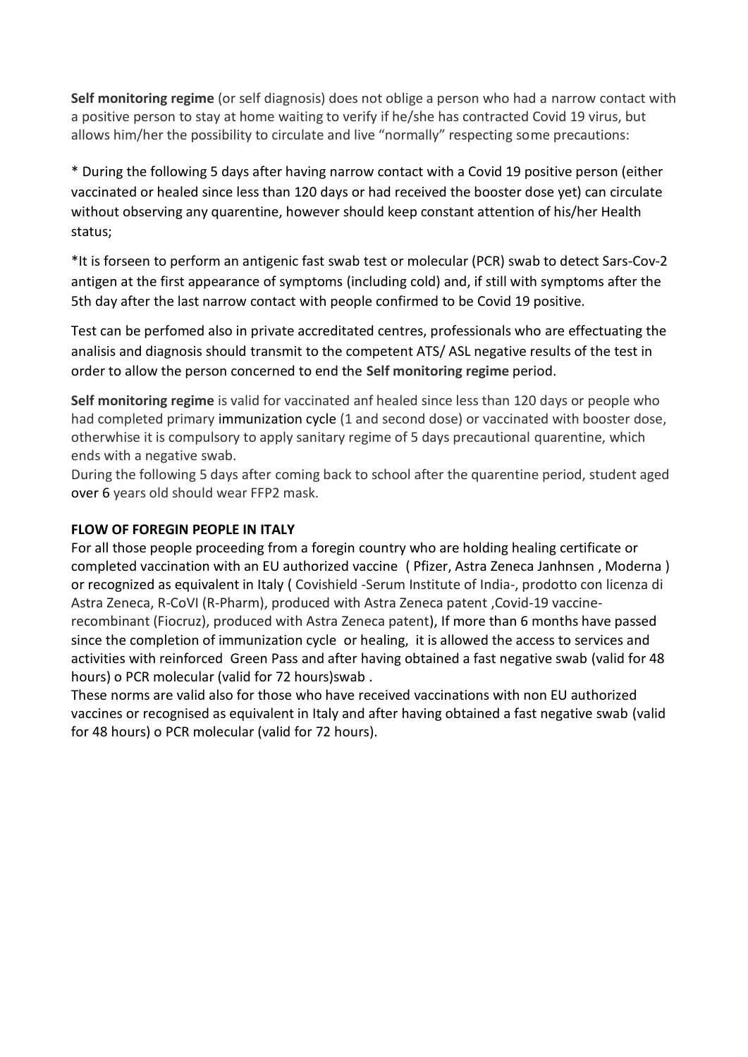**Self monitoring regime** (or self diagnosis) does not oblige a person who had a narrow contact with a positive person to stay at home waiting to verify if he/she has contracted Covid 19 virus, but allows him/her the possibility to circulate and live "normally" respecting some precautions:

* During the following 5 days after having narrow contact with a Covid 19 positive person (either vaccinated or healed since less than 120 days or had received the booster dose yet) can circulate without observing any quarantine, however should keep constant attention of his/her Health status;

*It is forseen to perform an antigenic fast swab test or molecular (PCR) swab to detect Sars-Cov-2 antigen at the first appearance of symptoms (including cold) and, if still with symptoms after the 5th day after the last narrow contact with people confirmed to be Covid 19 positive.

Test can be perfomed also in private accreditated centres, professionals who are effectuating the analisis and diagnosis should transmit to the competent ATS/ ASL negative results of the test in order to allow the person concerned to end the **Self monitoring regime** period.

**Self monitoring regime** is valid for vaccinated anf healed since less than 120 days or people who had completed primary immunization cycle (1 and second dose) or vaccinated with booster dose, otherwhise it is compulsory to apply sanitary regime of 5 days precautional quarentine, which ends with a negative swab.
During the following 5 days after coming back to school after the quarentine period, student aged over 6 years old should wear FFP2 mask.

**FLOW OF FOREGIN PEOPLE IN ITALY**

For all those people proceeding from a foregin country who are holding healing certificate or completed vaccination with an EU authorized vaccine ( Pfizer, Astra Zeneca Janhnsen , Moderna ) or recognized as equivalent in Italy ( Covishield -Serum Institute of India-, prodotto con licenza di Astra Zeneca, R-CoVI (R-Pharm), produced with Astra Zeneca patent ,Covid-19 vaccine-recombinant (Fiocruz), produced with Astra Zeneca patent), If more than 6 months have passed since the completion of immunization cycle or healing, it is allowed the access to services and activities with reinforced Green Pass and after having obtained a fast negative swab (valid for 48 hours) o PCR molecular (valid for 72 hours)swab .
These norms are valid also for those who have received vaccinations with non EU authorized vaccines or recognised as equivalent in Italy and after having obtained a fast negative swab (valid for 48 hours) o PCR molecular (valid for 72 hours).